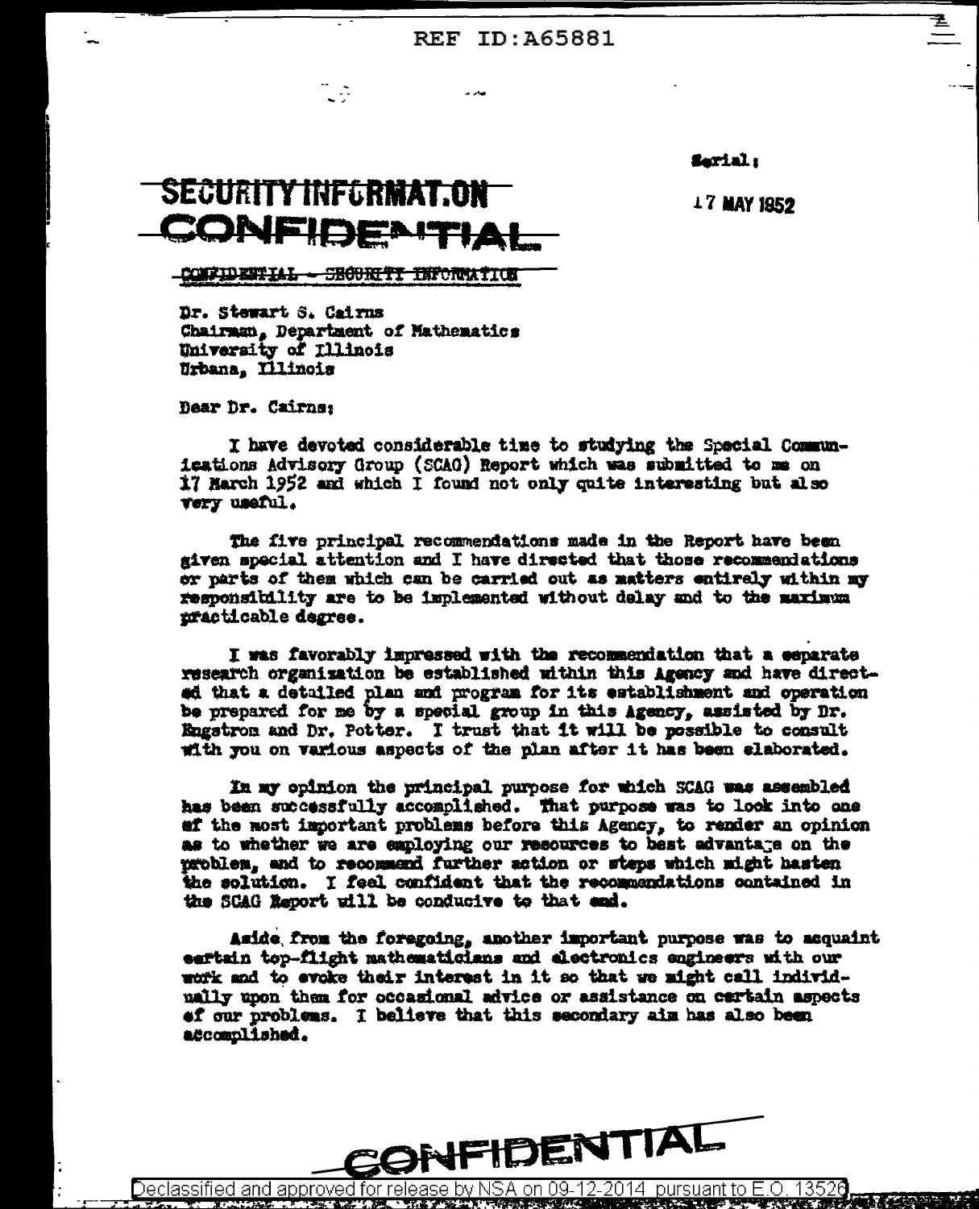REF ID:A65881

Serial:

17 MAY 1952

**SECURITY INFORMATION**
**CONFIDENTIAL**

CONFIDENTIAL - SECURITY INFORMATION

Dr. Stewart S. Cairns
Chairman, Department of Mathematics
University of Illinois
Urbana, Illinois

Dear Dr. Cairns:

I have devoted considerable time to studying the Special Communications Advisory Group (SCAG) Report which was submitted to me on 17 March 1952 and which I found not only quite interesting but also very useful.

The five principal recommendations made in the Report have been given special attention and I have directed that those recommendations or parts of them which can be carried out as matters entirely within my responsibility are to be implemented without delay and to the maximum practicable degree.

I was favorably impressed with the recommendation that a separate research organization be established within this Agency and have directed that a detailed plan and program for its establishment and operation be prepared for me by a special group in this Agency, assisted by Dr. Engstrom and Dr. Potter. I trust that it will be possible to consult with you on various aspects of the plan after it has been elaborated.

In my opinion the principal purpose for which SCAG was assembled has been successfully accomplished. That purpose was to look into one of the most important problems before this Agency, to render an opinion as to whether we are employing our resources to best advantage on the problem, and to recommend further action or steps which might hasten the solution. I feel confident that the recommendations contained in the SCAG Report will be conducive to that end.

Aside from the foregoing, another important purpose was to acquaint certain top-flight mathematicians and electronics engineers with our work and to evoke their interest in it so that we might call individually upon them for occasional advice or assistance on certain aspects of our problems. I believe that this secondary aim has also been accomplished.

**CONFIDENTIAL**

Declassified and approved for release by NSA on 09-12-2014 pursuant to E.O. 13526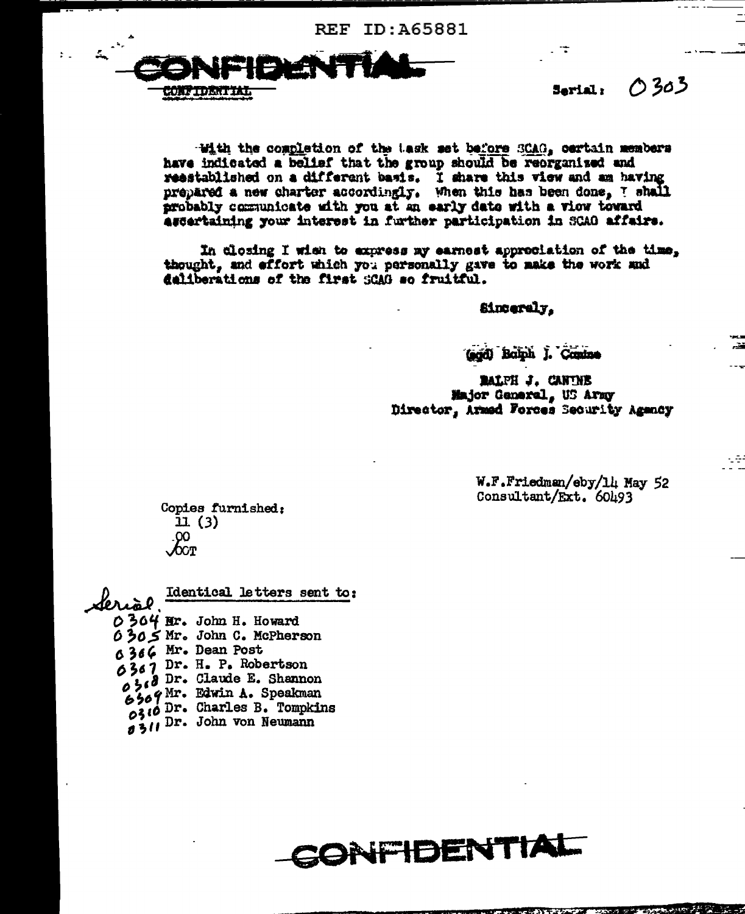REF ID:A65881

CONFIDENTIAL

CONFIDENTIAL

Serial: 0303

With the completion of the task set before SCAG, certain members have indicated a belief that the group should be reorganized and reestablished on a different basis. I share this view and am having prepared a new charter accordingly. When this has been done, I shall probably communicate with you at an early date with a view toward ascertaining your interest in further participation in SCAG affairs.

In closing I wish to express my earnest appreciation of the time, thought, and effort which you personally gave to make the work and deliberations of the first SCAG so fruitful.

Sincerely,

(sgd) Ralph J. Canine

RALPH J. CANINE
Major General, US Army
Director, Armed Forces Security Agency

W.F.Friedman/eby/14 May 52
Consultant/Ext. 60493

Copies furnished:
11 (3)
00
✓OCT

Serial. Identical letters sent to:

0304 Mr. John H. Howard
0305 Mr. John C. McPherson
0306 Mr. Dean Post
0307 Dr. H. P. Robertson
0308 Dr. Claude E. Shannon
0309 Mr. Edwin A. Speakman
0310 Dr. Charles B. Tompkins
0311 Dr. John von Neumann

CONFIDENTIAL